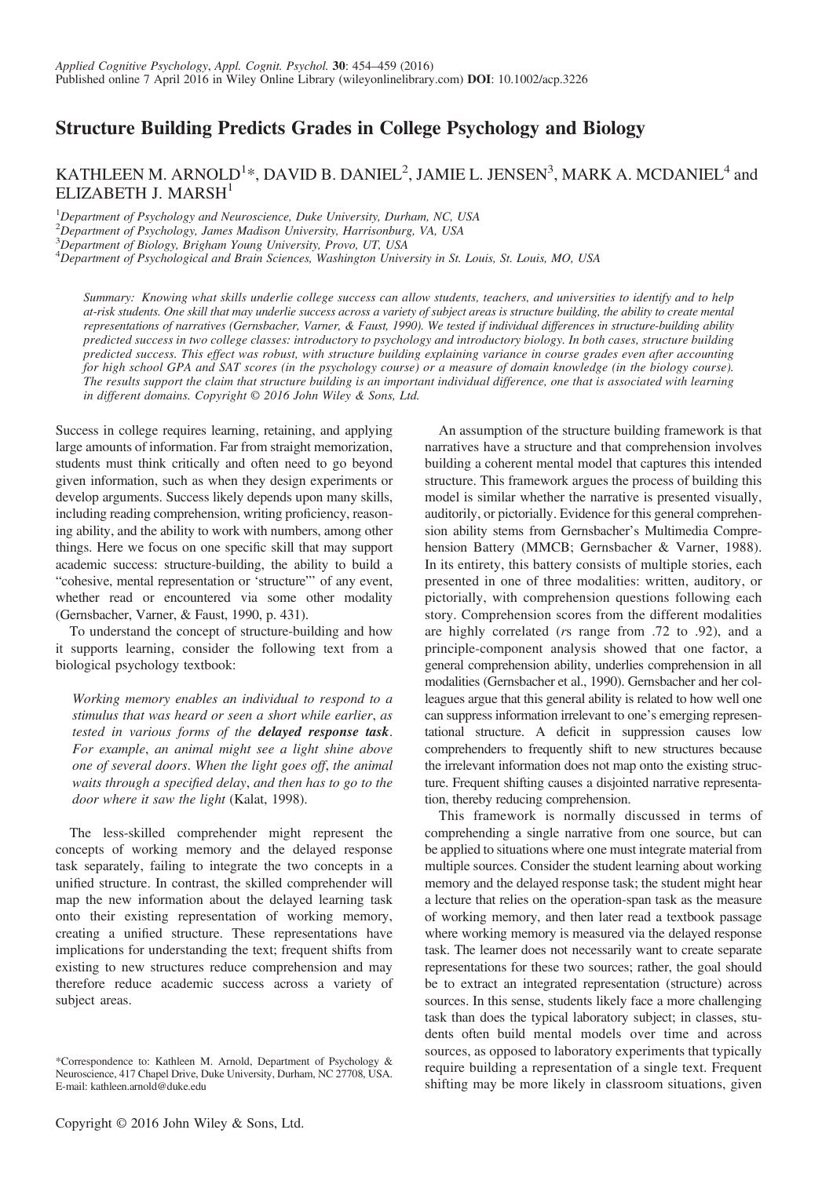Applied Cognitive Psychology, Appl. Cognit. Psychol. 30: 454–459 (2016)
Published online 7 April 2016 in Wiley Online Library (wileyonlinelibrary.com) DOI: 10.1002/acp.3226

# Structure Building Predicts Grades in College Psychology and Biology

KATHLEEN M. ARNOLD[1]*, DAVID B. DANIEL[2], JAMIE L. JENSEN[3], MARK A. MCDANIEL[4] and ELIZABETH J. MARSH[1]

[1]Department of Psychology and Neuroscience, Duke University, Durham, NC, USA
[2]Department of Psychology, James Madison University, Harrisonburg, VA, USA
[3]Department of Biology, Brigham Young University, Provo, UT, USA
[4]Department of Psychological and Brain Sciences, Washington University in St. Louis, St. Louis, MO, USA

*Summary: Knowing what skills underlie college success can allow students, teachers, and universities to identify and to help at-risk students. One skill that may underlie success across a variety of subject areas is structure building, the ability to create mental representations of narratives (Gernsbacher, Varner, & Faust, 1990). We tested if individual differences in structure-building ability predicted success in two college classes: introductory to psychology and introductory biology. In both cases, structure building predicted success. This effect was robust, with structure building explaining variance in course grades even after accounting for high school GPA and SAT scores (in the psychology course) or a measure of domain knowledge (in the biology course). The results support the claim that structure building is an important individual difference, one that is associated with learning in different domains. Copyright © 2016 John Wiley & Sons, Ltd.*

Success in college requires learning, retaining, and applying large amounts of information. Far from straight memorization, students must think critically and often need to go beyond given information, such as when they design experiments or develop arguments. Success likely depends upon many skills, including reading comprehension, writing proficiency, reasoning ability, and the ability to work with numbers, among other things. Here we focus on one specific skill that may support academic success: structure-building, the ability to build a "cohesive, mental representation or 'structure'" of any event, whether read or encountered via some other modality (Gernsbacher, Varner, & Faust, 1990, p. 431).

To understand the concept of structure-building and how it supports learning, consider the following text from a biological psychology textbook:

> *Working memory enables an individual to respond to a stimulus that was heard or seen a short while earlier, as tested in various forms of the* ***delayed response task****. For example, an animal might see a light shine above one of several doors. When the light goes off, the animal waits through a specified delay, and then has to go to the door where it saw the light* (Kalat, 1998).

The less-skilled comprehender might represent the concepts of working memory and the delayed response task separately, failing to integrate the two concepts in a unified structure. In contrast, the skilled comprehender will map the new information about the delayed learning task onto their existing representation of working memory, creating a unified structure. These representations have implications for understanding the text; frequent shifts from existing to new structures reduce comprehension and may therefore reduce academic success across a variety of subject areas.

An assumption of the structure building framework is that narratives have a structure and that comprehension involves building a coherent mental model that captures this intended structure. This framework argues the process of building this model is similar whether the narrative is presented visually, auditorily, or pictorially. Evidence for this general comprehension ability stems from Gernsbacher's Multimedia Comprehension Battery (MMCB; Gernsbacher & Varner, 1988). In its entirety, this battery consists of multiple stories, each presented in one of three modalities: written, auditory, or pictorially, with comprehension questions following each story. Comprehension scores from the different modalities are highly correlated (*r*s range from .72 to .92), and a principle-component analysis showed that one factor, a general comprehension ability, underlies comprehension in all modalities (Gernsbacher et al., 1990). Gernsbacher and her colleagues argue that this general ability is related to how well one can suppress information irrelevant to one's emerging representational structure. A deficit in suppression causes low comprehenders to frequently shift to new structures because the irrelevant information does not map onto the existing structure. Frequent shifting causes a disjointed narrative representation, thereby reducing comprehension.

This framework is normally discussed in terms of comprehending a single narrative from one source, but can be applied to situations where one must integrate material from multiple sources. Consider the student learning about working memory and the delayed response task; the student might hear a lecture that relies on the operation-span task as the measure of working memory, and then later read a textbook passage where working memory is measured via the delayed response task. The learner does not necessarily want to create separate representations for these two sources; rather, the goal should be to extract an integrated representation (structure) across sources. In this sense, students likely face a more challenging task than does the typical laboratory subject; in classes, students often build mental models over time and across sources, as opposed to laboratory experiments that typically require building a representation of a single text. Frequent shifting may be more likely in classroom situations, given

*Correspondence to: Kathleen M. Arnold, Department of Psychology & Neuroscience, 417 Chapel Drive, Duke University, Durham, NC 27708, USA. E-mail: kathleen.arnold@duke.edu

Copyright © 2016 John Wiley & Sons, Ltd.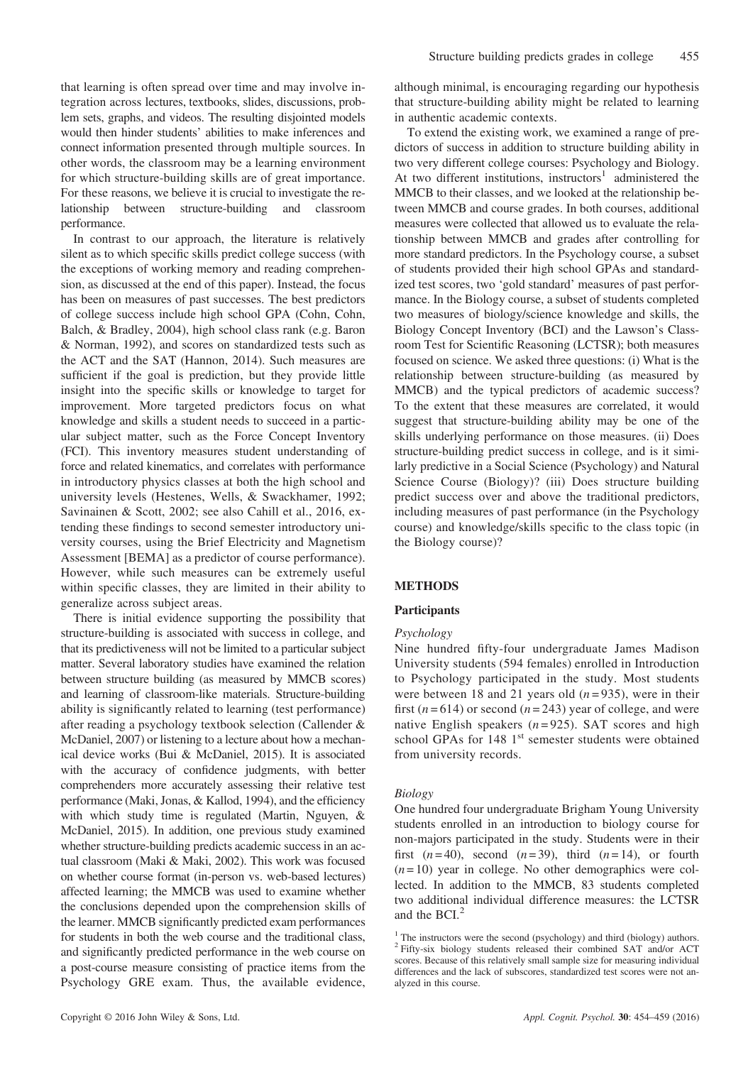that learning is often spread over time and may involve integration across lectures, textbooks, slides, discussions, problem sets, graphs, and videos. The resulting disjointed models would then hinder students' abilities to make inferences and connect information presented through multiple sources. In other words, the classroom may be a learning environment for which structure-building skills are of great importance. For these reasons, we believe it is crucial to investigate the relationship between structure-building and classroom performance.

In contrast to our approach, the literature is relatively silent as to which specific skills predict college success (with the exceptions of working memory and reading comprehension, as discussed at the end of this paper). Instead, the focus has been on measures of past successes. The best predictors of college success include high school GPA (Cohn, Cohn, Balch, & Bradley, 2004), high school class rank (e.g. Baron & Norman, 1992), and scores on standardized tests such as the ACT and the SAT (Hannon, 2014). Such measures are sufficient if the goal is prediction, but they provide little insight into the specific skills or knowledge to target for improvement. More targeted predictors focus on what knowledge and skills a student needs to succeed in a particular subject matter, such as the Force Concept Inventory (FCI). This inventory measures student understanding of force and related kinematics, and correlates with performance in introductory physics classes at both the high school and university levels (Hestenes, Wells, & Swackhamer, 1992; Savinainen & Scott, 2002; see also Cahill et al., 2016, extending these findings to second semester introductory university courses, using the Brief Electricity and Magnetism Assessment [BEMA] as a predictor of course performance). However, while such measures can be extremely useful within specific classes, they are limited in their ability to generalize across subject areas.

There is initial evidence supporting the possibility that structure-building is associated with success in college, and that its predictiveness will not be limited to a particular subject matter. Several laboratory studies have examined the relation between structure building (as measured by MMCB scores) and learning of classroom-like materials. Structure-building ability is significantly related to learning (test performance) after reading a psychology textbook selection (Callender & McDaniel, 2007) or listening to a lecture about how a mechanical device works (Bui & McDaniel, 2015). It is associated with the accuracy of confidence judgments, with better comprehenders more accurately assessing their relative test performance (Maki, Jonas, & Kallod, 1994), and the efficiency with which study time is regulated (Martin, Nguyen, & McDaniel, 2015). In addition, one previous study examined whether structure-building predicts academic success in an actual classroom (Maki & Maki, 2002). This work was focused on whether course format (in-person vs. web-based lectures) affected learning; the MMCB was used to examine whether the conclusions depended upon the comprehension skills of the learner. MMCB significantly predicted exam performances for students in both the web course and the traditional class, and significantly predicted performance in the web course on a post-course measure consisting of practice items from the Psychology GRE exam. Thus, the available evidence, although minimal, is encouraging regarding our hypothesis that structure-building ability might be related to learning in authentic academic contexts.

To extend the existing work, we examined a range of predictors of success in addition to structure building ability in two very different college courses: Psychology and Biology. At two different institutions, instructors[1] administered the MMCB to their classes, and we looked at the relationship between MMCB and course grades. In both courses, additional measures were collected that allowed us to evaluate the relationship between MMCB and grades after controlling for more standard predictors. In the Psychology course, a subset of students provided their high school GPAs and standardized test scores, two 'gold standard' measures of past performance. In the Biology course, a subset of students completed two measures of biology/science knowledge and skills, the Biology Concept Inventory (BCI) and the Lawson's Classroom Test for Scientific Reasoning (LCTSR); both measures focused on science. We asked three questions: (i) What is the relationship between structure-building (as measured by MMCB) and the typical predictors of academic success? To the extent that these measures are correlated, it would suggest that structure-building ability may be one of the skills underlying performance on those measures. (ii) Does structure-building predict success in college, and is it similarly predictive in a Social Science (Psychology) and Natural Science Course (Biology)? (iii) Does structure building predict success over and above the traditional predictors, including measures of past performance (in the Psychology course) and knowledge/skills specific to the class topic (in the Biology course)?

## METHODS

### Participants

#### *Psychology*

Nine hundred fifty-four undergraduate James Madison University students (594 females) enrolled in Introduction to Psychology participated in the study. Most students were between 18 and 21 years old ($n = 935$), were in their first ($n = 614$) or second ($n = 243$) year of college, and were native English speakers ($n = 925$). SAT scores and high school GPAs for 148 1st semester students were obtained from university records.

#### *Biology*

One hundred four undergraduate Brigham Young University students enrolled in an introduction to biology course for non-majors participated in the study. Students were in their first ($n = 40$), second ($n = 39$), third ($n = 14$), or fourth ($n = 10$) year in college. No other demographics were collected. In addition to the MMCB, 83 students completed two additional individual difference measures: the LCTSR and the BCI.[2]

[1] The instructors were the second (psychology) and third (biology) authors.
[2] Fifty-six biology students released their combined SAT and/or ACT scores. Because of this relatively small sample size for measuring individual differences and the lack of subscores, standardized test scores were not analyzed in this course.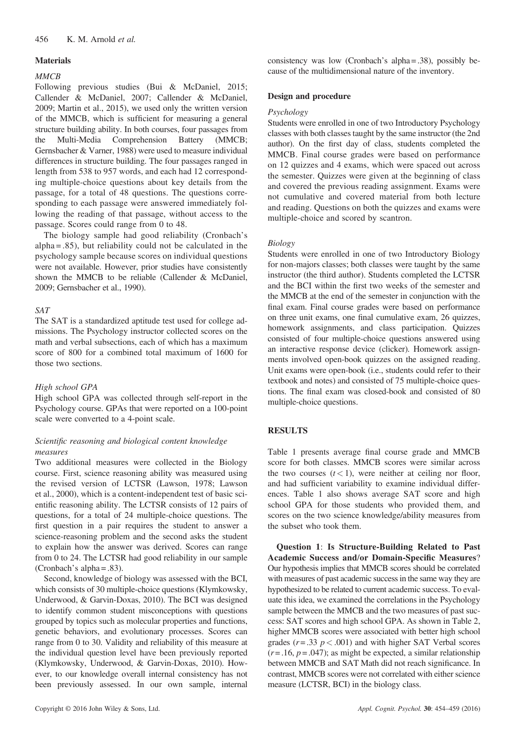## Materials

### *MMCB*

Following previous studies (Bui & McDaniel, 2015; Callender & McDaniel, 2007; Callender & McDaniel, 2009; Martin et al., 2015), we used only the written version of the MMCB, which is sufficient for measuring a general structure building ability. In both courses, four passages from the Multi-Media Comprehension Battery (MMCB; Gernsbacher & Varner, 1988) were used to measure individual differences in structure building. The four passages ranged in length from 538 to 957 words, and each had 12 corresponding multiple-choice questions about key details from the passage, for a total of 48 questions. The questions corresponding to each passage were answered immediately following the reading of that passage, without access to the passage. Scores could range from 0 to 48.

The biology sample had good reliability (Cronbach's alpha = .85), but reliability could not be calculated in the psychology sample because scores on individual questions were not available. However, prior studies have consistently shown the MMCB to be reliable (Callender & McDaniel, 2009; Gernsbacher et al., 1990).

### *SAT*

The SAT is a standardized aptitude test used for college admissions. The Psychology instructor collected scores on the math and verbal subsections, each of which has a maximum score of 800 for a combined total maximum of 1600 for those two sections.

### *High school GPA*

High school GPA was collected through self-report in the Psychology course. GPAs that were reported on a 100-point scale were converted to a 4-point scale.

### *Scientific reasoning and biological content knowledge measures*

Two additional measures were collected in the Biology course. First, science reasoning ability was measured using the revised version of LCTSR (Lawson, 1978; Lawson et al., 2000), which is a content-independent test of basic scientific reasoning ability. The LCTSR consists of 12 pairs of questions, for a total of 24 multiple-choice questions. The first question in a pair requires the student to answer a science-reasoning problem and the second asks the student to explain how the answer was derived. Scores can range from 0 to 24. The LCTSR had good reliability in our sample (Cronbach's alpha = .83).

Second, knowledge of biology was assessed with the BCI, which consists of 30 multiple-choice questions (Klymkowsky, Underwood, & Garvin-Doxas, 2010). The BCI was designed to identify common student misconceptions with questions grouped by topics such as molecular properties and functions, genetic behaviors, and evolutionary processes. Scores can range from 0 to 30. Validity and reliability of this measure at the individual question level have been previously reported (Klymkowsky, Underwood, & Garvin-Doxas, 2010). However, to our knowledge overall internal consistency has not been previously assessed. In our own sample, internal consistency was low (Cronbach's alpha = .38), possibly because of the multidimensional nature of the inventory.

## Design and procedure

### *Psychology*

Students were enrolled in one of two Introductory Psychology classes with both classes taught by the same instructor (the 2nd author). On the first day of class, students completed the MMCB. Final course grades were based on performance on 12 quizzes and 4 exams, which were spaced out across the semester. Quizzes were given at the beginning of class and covered the previous reading assignment. Exams were not cumulative and covered material from both lecture and reading. Questions on both the quizzes and exams were multiple-choice and scored by scantron.

### *Biology*

Students were enrolled in one of two Introductory Biology for non-majors classes; both classes were taught by the same instructor (the third author). Students completed the LCTSR and the BCI within the first two weeks of the semester and the MMCB at the end of the semester in conjunction with the final exam. Final course grades were based on performance on three unit exams, one final cumulative exam, 26 quizzes, homework assignments, and class participation. Quizzes consisted of four multiple-choice questions answered using an interactive response device (clicker). Homework assignments involved open-book quizzes on the assigned reading. Unit exams were open-book (i.e., students could refer to their textbook and notes) and consisted of 75 multiple-choice questions. The final exam was closed-book and consisted of 80 multiple-choice questions.

## RESULTS

Table 1 presents average final course grade and MMCB score for both classes. MMCB scores were similar across the two courses ($t < 1$), were neither at ceiling nor floor, and had sufficient variability to examine individual differences. Table 1 also shows average SAT score and high school GPA for those students who provided them, and scores on the two science knowledge/ability measures from the subset who took them.

**Question 1**: **Is Structure-Building Related to Past Academic Success and/or Domain-Specific Measures**? Our hypothesis implies that MMCB scores should be correlated with measures of past academic success in the same way they are hypothesized to be related to current academic success. To evaluate this idea, we examined the correlations in the Psychology sample between the MMCB and the two measures of past success: SAT scores and high school GPA. As shown in Table 2, higher MMCB scores were associated with better high school grades ($r = .33$ $p < .001$) and with higher SAT Verbal scores ($r = .16$, $p = .047$); as might be expected, a similar relationship between MMCB and SAT Math did not reach significance. In contrast, MMCB scores were not correlated with either science measure (LCTSR, BCI) in the biology class.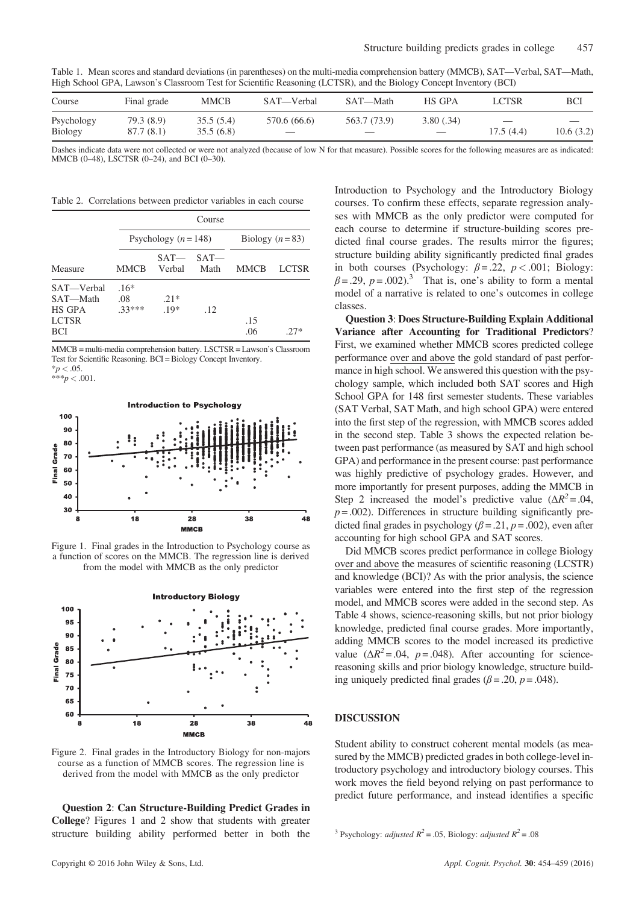Table 1. Mean scores and standard deviations (in parentheses) on the multi-media comprehension battery (MMCB), SAT—Verbal, SAT—Math, High School GPA, Lawson's Classroom Test for Scientific Reasoning (LCTSR), and the Biology Concept Inventory (BCI)

| Course | Final grade | MMCB | SAT—Verbal | SAT—Math | HS GPA | LCTSR | BCI |
|---|---|---|---|---|---|---|---|
| Psychology | 79.3 (8.9) | 35.5 (5.4) | 570.6 (66.6) | 563.7 (73.9) | 3.80 (.34) | — | — |
| Biology | 87.7 (8.1) | 35.5 (6.8) | — | — | — | 17.5 (4.4) | 10.6 (3.2) |

Dashes indicate data were not collected or were not analyzed (because of low N for that measure). Possible scores for the following measures are as indicated: MMCB (0–48), LSCTSR (0–24), and BCI (0–30).

Table 2. Correlations between predictor variables in each course

| | Course | | | | |
|---|---|---|---|---|---|
| | Psychology ($n = 148$) | | | Biology ($n = 83$) | |
| Measure | MMCB | SAT—Verbal | SAT—Math | MMCB | LCTSR |
| SAT—Verbal | .16* | | | | |
| SAT—Math | .08 | .21* | | | |
| HS GPA | .33*** | .19* | .12 | | |
| LCTSR | | | | .15 | |
| BCI | | | | .06 | .27* |

MMCB = multi-media comprehension battery. LSCTSR = Lawson's Classroom Test for Scientific Reasoning. BCI = Biology Concept Inventory.
*$p < .05$.
***$p < .001$.

Figure 1. Final grades in the Introduction to Psychology course as a function of scores on the MMCB. The regression line is derived from the model with MMCB as the only predictor

Figure 2. Final grades in the Introductory Biology for non-majors course as a function of MMCB scores. The regression line is derived from the model with MMCB as the only predictor

**Question 2**: **Can Structure-Building Predict Grades in College**? Figures 1 and 2 show that students with greater structure building ability performed better in both the Introduction to Psychology and the Introductory Biology courses. To confirm these effects, separate regression analyses with MMCB as the only predictor were computed for each course to determine if structure-building scores predicted final course grades. The results mirror the figures; structure building ability significantly predicted final grades in both courses (Psychology: $\beta = .22$, $p < .001$; Biology: $\beta = .29$, $p = .002$).[3] That is, one's ability to form a mental model of a narrative is related to one's outcomes in college classes.

**Question 3**: **Does Structure-Building Explain Additional Variance after Accounting for Traditional Predictors**? First, we examined whether MMCB scores predicted college performance over and above the gold standard of past performance in high school. We answered this question with the psychology sample, which included both SAT scores and High School GPA for 148 first semester students. These variables (SAT Verbal, SAT Math, and high school GPA) were entered into the first step of the regression, with MMCB scores added in the second step. Table 3 shows the expected relation between past performance (as measured by SAT and high school GPA) and performance in the present course: past performance was highly predictive of psychology grades. However, and more importantly for present purposes, adding the MMCB in Step 2 increased the model's predictive value ($\Delta R^2 = .04$, $p = .002$). Differences in structure building significantly predicted final grades in psychology ($\beta = .21$, $p = .002$), even after accounting for high school GPA and SAT scores.

Did MMCB scores predict performance in college Biology over and above the measures of scientific reasoning (LCSTR) and knowledge (BCI)? As with the prior analysis, the science variables were entered into the first step of the regression model, and MMCB scores were added in the second step. As Table 4 shows, science-reasoning skills, but not prior biology knowledge, predicted final course grades. More importantly, adding MMCB scores to the model increased its predictive value ($\Delta R^2 = .04$, $p = .048$). After accounting for science-reasoning skills and prior biology knowledge, structure building uniquely predicted final grades ($\beta = .20$, $p = .048$).

## DISCUSSION

Student ability to construct coherent mental models (as measured by the MMCB) predicted grades in both college-level introductory psychology and introductory biology courses. This work moves the field beyond relying on past performance to predict future performance, and instead identifies a specific

[3] Psychology: *adjusted* $R^2 = .05$, Biology: *adjusted* $R^2 = .08$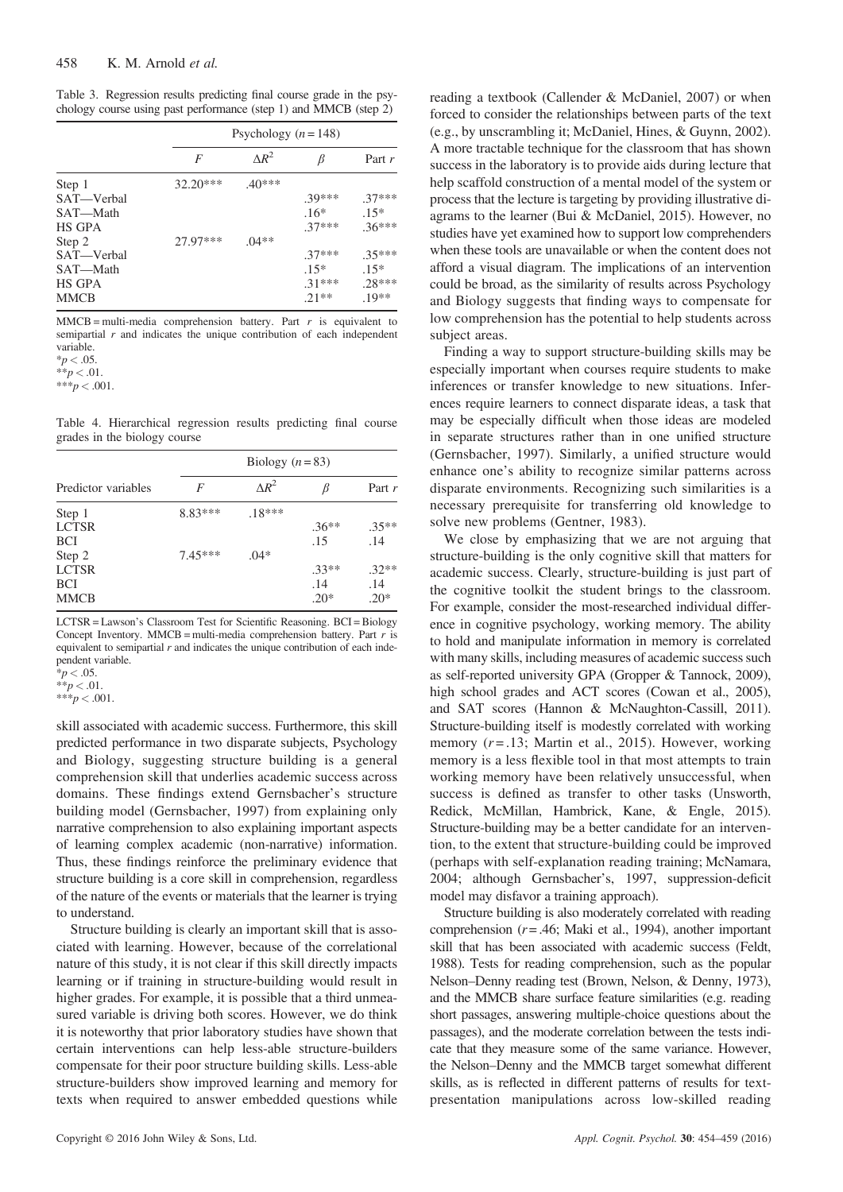Table 3. Regression results predicting final course grade in the psychology course using past performance (step 1) and MMCB (step 2)

| | Psychology ($n = 148$) | | | |
|---|---|---|---|---|
| | $F$ | $\Delta R^2$ | $\beta$ | Part $r$ |
| Step 1 | 32.20*** | .40*** | | |
| SAT—Verbal | | | .39*** | .37*** |
| SAT—Math | | | .16* | .15* |
| HS GPA | | | .37*** | .36*** |
| Step 2 | 27.97*** | .04** | | |
| SAT—Verbal | | | .37*** | .35*** |
| SAT—Math | | | .15* | .15* |
| HS GPA | | | .31*** | .28*** |
| MMCB | | | .21** | .19** |

MMCB = multi-media comprehension battery. Part $r$ is equivalent to semipartial $r$ and indicates the unique contribution of each independent variable.
*$p < .05$.
**$p < .01$.
***$p < .001$.

Table 4. Hierarchical regression results predicting final course grades in the biology course

| | Biology ($n = 83$) | | | |
|---|---|---|---|---|
| Predictor variables | $F$ | $\Delta R^2$ | $\beta$ | Part $r$ |
| Step 1 | 8.83*** | .18*** | | |
| LCTSR | | | .36** | .35** |
| BCI | | | .15 | .14 |
| Step 2 | 7.45*** | .04* | | |
| LCTSR | | | .33** | .32** |
| BCI | | | .14 | .14 |
| MMCB | | | .20* | .20* |

LCTSR = Lawson's Classroom Test for Scientific Reasoning. BCI = Biology Concept Inventory. MMCB = multi-media comprehension battery. Part $r$ is equivalent to semipartial $r$ and indicates the unique contribution of each independent variable.
*$p < .05$.
**$p < .01$.
***$p < .001$.

skill associated with academic success. Furthermore, this skill predicted performance in two disparate subjects, Psychology and Biology, suggesting structure building is a general comprehension skill that underlies academic success across domains. These findings extend Gernsbacher's structure building model (Gernsbacher, 1997) from explaining only narrative comprehension to also explaining important aspects of learning complex academic (non-narrative) information. Thus, these findings reinforce the preliminary evidence that structure building is a core skill in comprehension, regardless of the nature of the events or materials that the learner is trying to understand.

Structure building is clearly an important skill that is associated with learning. However, because of the correlational nature of this study, it is not clear if this skill directly impacts learning or if training in structure-building would result in higher grades. For example, it is possible that a third unmeasured variable is driving both scores. However, we do think it is noteworthy that prior laboratory studies have shown that certain interventions can help less-able structure-builders compensate for their poor structure building skills. Less-able structure-builders show improved learning and memory for texts when required to answer embedded questions while reading a textbook (Callender & McDaniel, 2007) or when forced to consider the relationships between parts of the text (e.g., by unscrambling it; McDaniel, Hines, & Guynn, 2002). A more tractable technique for the classroom that has shown success in the laboratory is to provide aids during lecture that help scaffold construction of a mental model of the system or process that the lecture is targeting by providing illustrative diagrams to the learner (Bui & McDaniel, 2015). However, no studies have yet examined how to support low comprehenders when these tools are unavailable or when the content does not afford a visual diagram. The implications of an intervention could be broad, as the similarity of results across Psychology and Biology suggests that finding ways to compensate for low comprehension has the potential to help students across subject areas.

Finding a way to support structure-building skills may be especially important when courses require students to make inferences or transfer knowledge to new situations. Inferences require learners to connect disparate ideas, a task that may be especially difficult when those ideas are modeled in separate structures rather than in one unified structure (Gernsbacher, 1997). Similarly, a unified structure would enhance one's ability to recognize similar patterns across disparate environments. Recognizing such similarities is a necessary prerequisite for transferring old knowledge to solve new problems (Gentner, 1983).

We close by emphasizing that we are not arguing that structure-building is the only cognitive skill that matters for academic success. Clearly, structure-building is just part of the cognitive toolkit the student brings to the classroom. For example, consider the most-researched individual difference in cognitive psychology, working memory. The ability to hold and manipulate information in memory is correlated with many skills, including measures of academic success such as self-reported university GPA (Gropper & Tannock, 2009), high school grades and ACT scores (Cowan et al., 2005), and SAT scores (Hannon & McNaughton-Cassill, 2011). Structure-building itself is modestly correlated with working memory ($r = .13$; Martin et al., 2015). However, working memory is a less flexible tool in that most attempts to train working memory have been relatively unsuccessful, when success is defined as transfer to other tasks (Unsworth, Redick, McMillan, Hambrick, Kane, & Engle, 2015). Structure-building may be a better candidate for an intervention, to the extent that structure-building could be improved (perhaps with self-explanation reading training; McNamara, 2004; although Gernsbacher's, 1997, suppression-deficit model may disfavor a training approach).

Structure building is also moderately correlated with reading comprehension ($r = .46$; Maki et al., 1994), another important skill that has been associated with academic success (Feldt, 1988). Tests for reading comprehension, such as the popular Nelson–Denny reading test (Brown, Nelson, & Denny, 1973), and the MMCB share surface feature similarities (e.g. reading short passages, answering multiple-choice questions about the passages), and the moderate correlation between the tests indicate that they measure some of the same variance. However, the Nelson–Denny and the MMCB target somewhat different skills, as is reflected in different patterns of results for text-presentation manipulations across low-skilled reading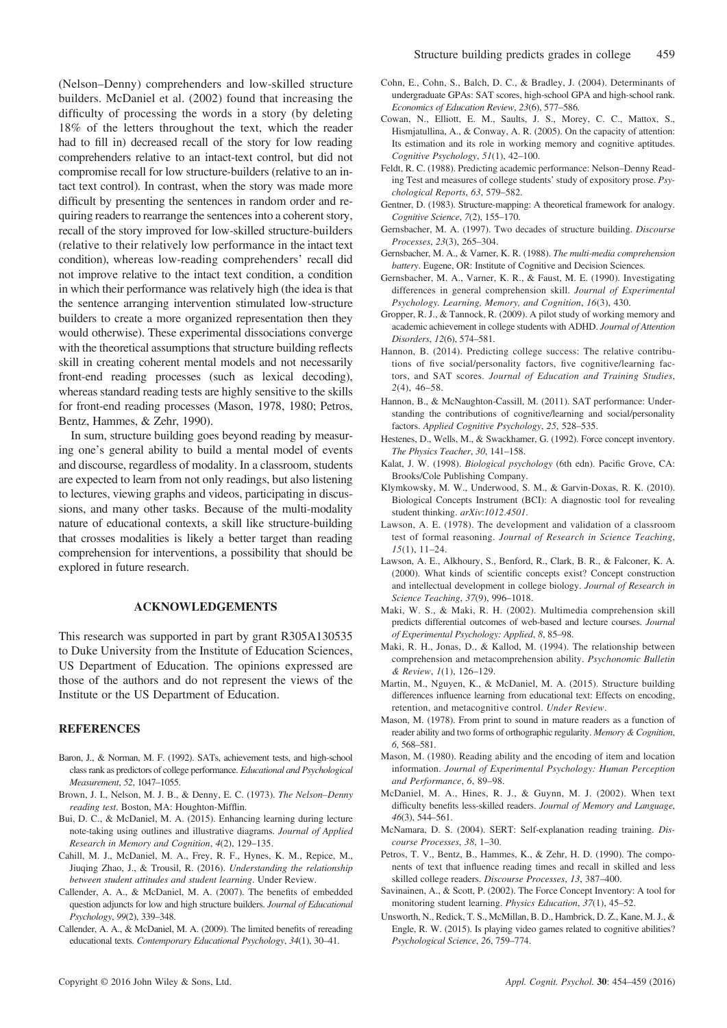(Nelson–Denny) comprehenders and low-skilled structure builders. McDaniel et al. (2002) found that increasing the difficulty of processing the words in a story (by deleting 18% of the letters throughout the text, which the reader had to fill in) decreased recall of the story for low reading comprehenders relative to an intact-text control, but did not compromise recall for low structure-builders (relative to an intact text control). In contrast, when the story was made more difficult by presenting the sentences in random order and requiring readers to rearrange the sentences into a coherent story, recall of the story improved for low-skilled structure-builders (relative to their relatively low performance in the intact text condition), whereas low-reading comprehenders' recall did not improve relative to the intact text condition, a condition in which their performance was relatively high (the idea is that the sentence arranging intervention stimulated low-structure builders to create a more organized representation then they would otherwise). These experimental dissociations converge with the theoretical assumptions that structure building reflects skill in creating coherent mental models and not necessarily front-end reading processes (such as lexical decoding), whereas standard reading tests are highly sensitive to the skills for front-end reading processes (Mason, 1978, 1980; Petros, Bentz, Hammes, & Zehr, 1990).

In sum, structure building goes beyond reading by measuring one's general ability to build a mental model of events and discourse, regardless of modality. In a classroom, students are expected to learn from not only readings, but also listening to lectures, viewing graphs and videos, participating in discussions, and many other tasks. Because of the multi-modality nature of educational contexts, a skill like structure-building that crosses modalities is likely a better target than reading comprehension for interventions, a possibility that should be explored in future research.

## ACKNOWLEDGEMENTS

This research was supported in part by grant R305A130535 to Duke University from the Institute of Education Sciences, US Department of Education. The opinions expressed are those of the authors and do not represent the views of the Institute or the US Department of Education.

## REFERENCES

Baron, J., & Norman, M. F. (1992). SATs, achievement tests, and high-school class rank as predictors of college performance. *Educational and Psychological Measurement*, *52*, 1047–1055.

Brown, J. I., Nelson, M. J. B., & Denny, E. C. (1973). *The Nelson–Denny reading test*. Boston, MA: Houghton-Mifflin.

Bui, D. C., & McDaniel, M. A. (2015). Enhancing learning during lecture note-taking using outlines and illustrative diagrams. *Journal of Applied Research in Memory and Cognition*, *4*(2), 129–135.

Cahill, M. J., McDaniel, M. A., Frey, R. F., Hynes, K. M., Repice, M., Jiuqing Zhao, J., & Trousil, R. (2016). *Understanding the relationship between student attitudes and student learning*. Under Review.

Callender, A. A., & McDaniel, M. A. (2007). The benefits of embedded question adjuncts for low and high structure builders. *Journal of Educational Psychology*, *99*(2), 339–348.

Callender, A. A., & McDaniel, M. A. (2009). The limited benefits of rereading educational texts. *Contemporary Educational Psychology*, *34*(1), 30–41.

Cohn, E., Cohn, S., Balch, D. C., & Bradley, J. (2004). Determinants of undergraduate GPAs: SAT scores, high-school GPA and high-school rank. *Economics of Education Review*, *23*(6), 577–586.

Cowan, N., Elliott, E. M., Saults, J. S., Morey, C. C., Mattox, S., Hismjatullina, A., & Conway, A. R. (2005). On the capacity of attention: Its estimation and its role in working memory and cognitive aptitudes. *Cognitive Psychology*, *51*(1), 42–100.

Feldt, R. C. (1988). Predicting academic performance: Nelson–Denny Reading Test and measures of college students' study of expository prose. *Psychological Reports*, *63*, 579–582.

Gentner, D. (1983). Structure-mapping: A theoretical framework for analogy. *Cognitive Science*, *7*(2), 155–170.

Gernsbacher, M. A. (1997). Two decades of structure building. *Discourse Processes*, *23*(3), 265–304.

Gernsbacher, M. A., & Varner, K. R. (1988). *The multi-media comprehension battery*. Eugene, OR: Institute of Cognitive and Decision Sciences.

Gernsbacher, M. A., Varner, K. R., & Faust, M. E. (1990). Investigating differences in general comprehension skill. *Journal of Experimental Psychology. Learning, Memory, and Cognition*, *16*(3), 430.

Gropper, R. J., & Tannock, R. (2009). A pilot study of working memory and academic achievement in college students with ADHD. *Journal of Attention Disorders*, *12*(6), 574–581.

Hannon, B. (2014). Predicting college success: The relative contributions of five social/personality factors, five cognitive/learning factors, and SAT scores. *Journal of Education and Training Studies*, *2*(4), 46–58.

Hannon, B., & McNaughton-Cassill, M. (2011). SAT performance: Understanding the contributions of cognitive/learning and social/personality factors. *Applied Cognitive Psychology*, *25*, 528–535.

Hestenes, D., Wells, M., & Swackhamer, G. (1992). Force concept inventory. *The Physics Teacher*, *30*, 141–158.

Kalat, J. W. (1998). *Biological psychology* (6th edn). Pacific Grove, CA: Brooks/Cole Publishing Company.

Klymkowsky, M. W., Underwood, S. M., & Garvin-Doxas, R. K. (2010). Biological Concepts Instrument (BCI): A diagnostic tool for revealing student thinking. *arXiv:1012.4501*.

Lawson, A. E. (1978). The development and validation of a classroom test of formal reasoning. *Journal of Research in Science Teaching*, *15*(1), 11–24.

Lawson, A. E., Alkhoury, S., Benford, R., Clark, B. R., & Falconer, K. A. (2000). What kinds of scientific concepts exist? Concept construction and intellectual development in college biology. *Journal of Research in Science Teaching*, *37*(9), 996–1018.

Maki, W. S., & Maki, R. H. (2002). Multimedia comprehension skill predicts differential outcomes of web-based and lecture courses. *Journal of Experimental Psychology: Applied*, *8*, 85–98.

Maki, R. H., Jonas, D., & Kallod, M. (1994). The relationship between comprehension and metacomprehension ability. *Psychonomic Bulletin & Review*, *1*(1), 126–129.

Martin, M., Nguyen, K., & McDaniel, M. A. (2015). Structure building differences influence learning from educational text: Effects on encoding, retention, and metacognitive control. *Under Review*.

Mason, M. (1978). From print to sound in mature readers as a function of reader ability and two forms of orthographic regularity. *Memory & Cognition*, *6*, 568–581.

Mason, M. (1980). Reading ability and the encoding of item and location information. *Journal of Experimental Psychology: Human Perception and Performance*, *6*, 89–98.

McDaniel, M. A., Hines, R. J., & Guynn, M. J. (2002). When text difficulty benefits less-skilled readers. *Journal of Memory and Language*, *46*(3), 544–561.

McNamara, D. S. (2004). SERT: Self-explanation reading training. *Discourse Processes*, *38*, 1–30.

Petros, T. V., Bentz, B., Hammes, K., & Zehr, H. D. (1990). The components of text that influence reading times and recall in skilled and less skilled college readers. *Discourse Processes*, *13*, 387–400.

Savinainen, A., & Scott, P. (2002). The Force Concept Inventory: A tool for monitoring student learning. *Physics Education*, *37*(1), 45–52.

Unsworth, N., Redick, T. S., McMillan, B. D., Hambrick, D. Z., Kane, M. J., & Engle, R. W. (2015). Is playing video games related to cognitive abilities? *Psychological Science*, *26*, 759–774.